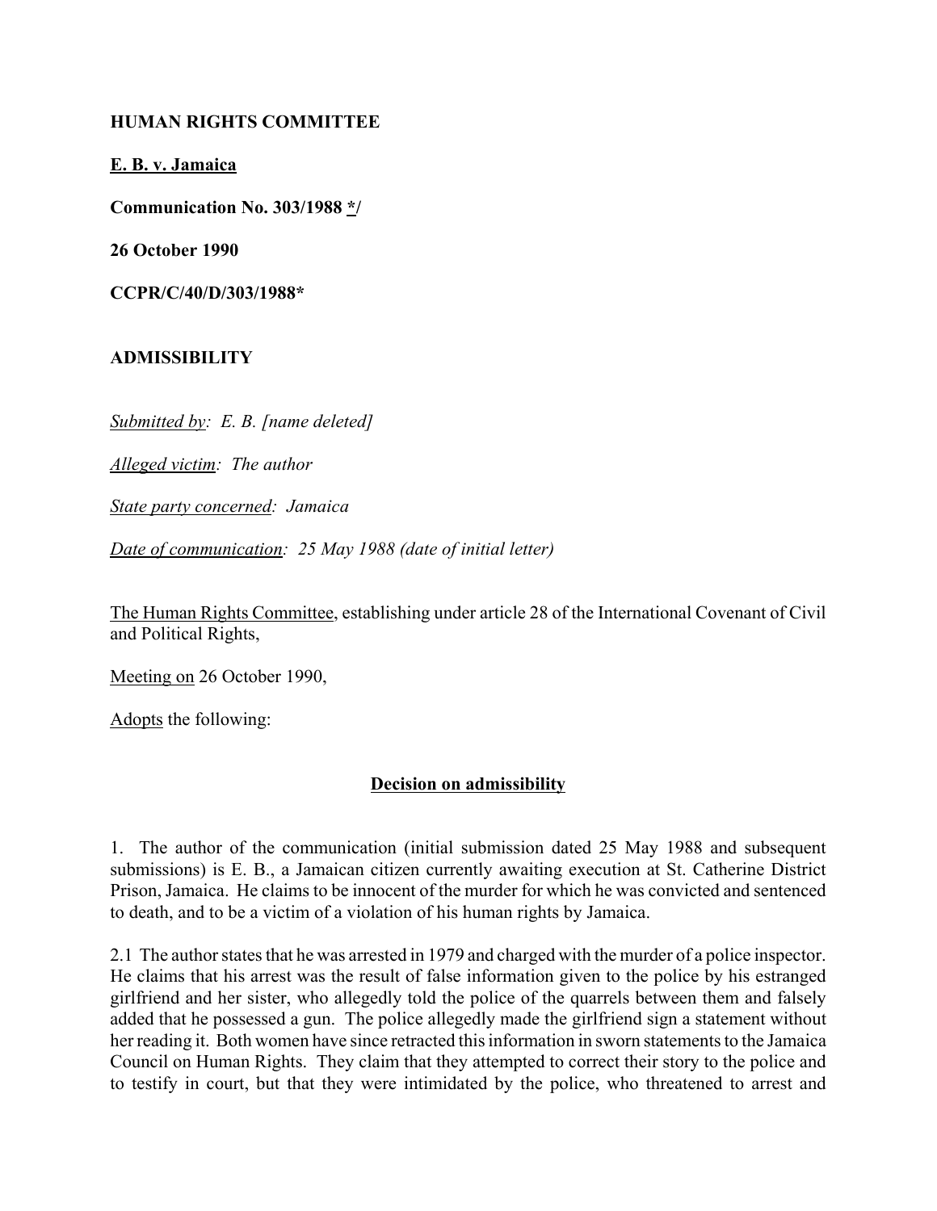**HUMAN RIGHTS COMMITTEE**

**E. B. v. Jamaica**

**Communication No. 303/1988 */**

**26 October 1990**

**CCPR/C/40/D/303/1988***

**ADMISSIBILITY**

*Submitted by: E. B. [name deleted]*

*Alleged victim: The author*

*State party concerned: Jamaica*

*Date of communication: 25 May 1988 (date of initial letter)*

The Human Rights Committee, establishing under article 28 of the International Covenant of Civil and Political Rights,

Meeting on 26 October 1990,

Adopts the following:

**Decision on admissibility**

1. The author of the communication (initial submission dated 25 May 1988 and subsequent submissions) is E. B., a Jamaican citizen currently awaiting execution at St. Catherine District Prison, Jamaica. He claims to be innocent of the murder for which he was convicted and sentenced to death, and to be a victim of a violation of his human rights by Jamaica.

2.1 The author states that he was arrested in 1979 and charged with the murder of a police inspector. He claims that his arrest was the result of false information given to the police by his estranged girlfriend and her sister, who allegedly told the police of the quarrels between them and falsely added that he possessed a gun. The police allegedly made the girlfriend sign a statement without her reading it. Both women have since retracted this information in sworn statements to the Jamaica Council on Human Rights. They claim that they attempted to correct their story to the police and to testify in court, but that they were intimidated by the police, who threatened to arrest and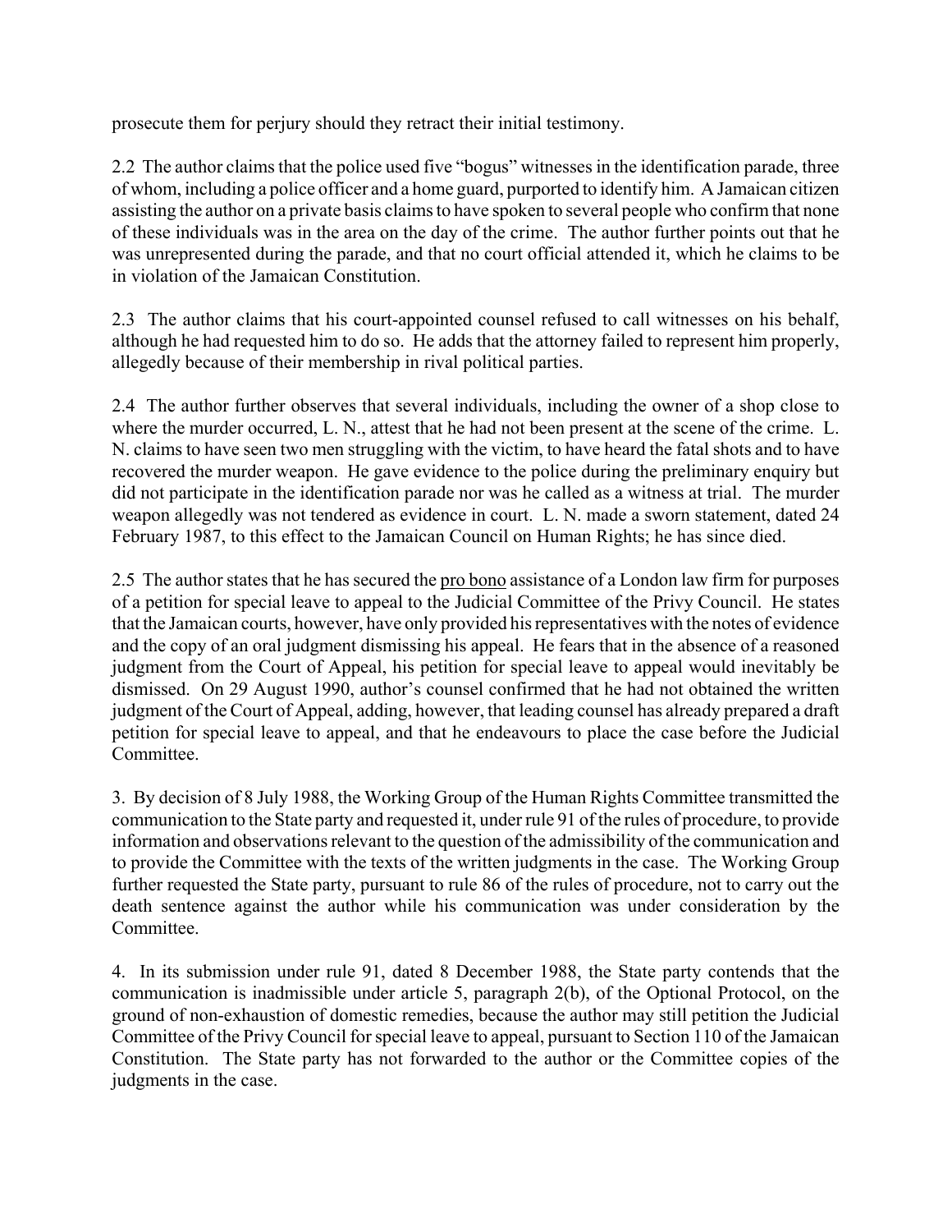prosecute them for perjury should they retract their initial testimony.

2.2 The author claims that the police used five "bogus" witnesses in the identification parade, three of whom, including a police officer and a home guard, purported to identify him. A Jamaican citizen assisting the author on a private basis claims to have spoken to several people who confirm that none of these individuals was in the area on the day of the crime. The author further points out that he was unrepresented during the parade, and that no court official attended it, which he claims to be in violation of the Jamaican Constitution.

2.3 The author claims that his court-appointed counsel refused to call witnesses on his behalf, although he had requested him to do so. He adds that the attorney failed to represent him properly, allegedly because of their membership in rival political parties.

2.4 The author further observes that several individuals, including the owner of a shop close to where the murder occurred, L. N., attest that he had not been present at the scene of the crime. L. N. claims to have seen two men struggling with the victim, to have heard the fatal shots and to have recovered the murder weapon. He gave evidence to the police during the preliminary enquiry but did not participate in the identification parade nor was he called as a witness at trial. The murder weapon allegedly was not tendered as evidence in court. L. N. made a sworn statement, dated 24 February 1987, to this effect to the Jamaican Council on Human Rights; he has since died.

2.5 The author states that he has secured the pro bono assistance of a London law firm for purposes of a petition for special leave to appeal to the Judicial Committee of the Privy Council. He states that the Jamaican courts, however, have only provided his representatives with the notes of evidence and the copy of an oral judgment dismissing his appeal. He fears that in the absence of a reasoned judgment from the Court of Appeal, his petition for special leave to appeal would inevitably be dismissed. On 29 August 1990, author's counsel confirmed that he had not obtained the written judgment of the Court of Appeal, adding, however, that leading counsel has already prepared a draft petition for special leave to appeal, and that he endeavours to place the case before the Judicial Committee.

3. By decision of 8 July 1988, the Working Group of the Human Rights Committee transmitted the communication to the State party and requested it, under rule 91 of the rules of procedure, to provide information and observations relevant to the question of the admissibility of the communication and to provide the Committee with the texts of the written judgments in the case. The Working Group further requested the State party, pursuant to rule 86 of the rules of procedure, not to carry out the death sentence against the author while his communication was under consideration by the Committee.

4. In its submission under rule 91, dated 8 December 1988, the State party contends that the communication is inadmissible under article 5, paragraph 2(b), of the Optional Protocol, on the ground of non-exhaustion of domestic remedies, because the author may still petition the Judicial Committee of the Privy Council for special leave to appeal, pursuant to Section 110 of the Jamaican Constitution. The State party has not forwarded to the author or the Committee copies of the judgments in the case.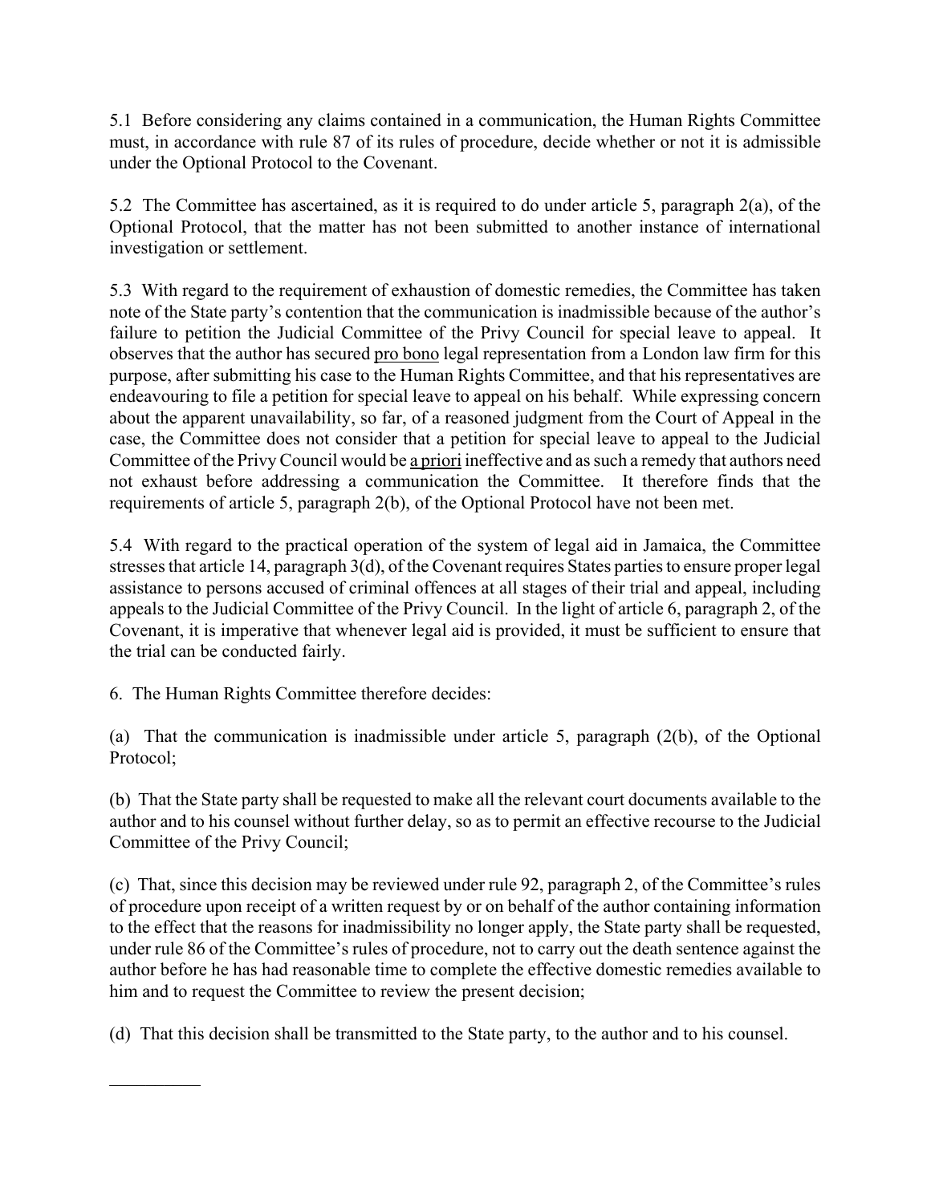5.1 Before considering any claims contained in a communication, the Human Rights Committee must, in accordance with rule 87 of its rules of procedure, decide whether or not it is admissible under the Optional Protocol to the Covenant.

5.2 The Committee has ascertained, as it is required to do under article 5, paragraph 2(a), of the Optional Protocol, that the matter has not been submitted to another instance of international investigation or settlement.

5.3 With regard to the requirement of exhaustion of domestic remedies, the Committee has taken note of the State party's contention that the communication is inadmissible because of the author's failure to petition the Judicial Committee of the Privy Council for special leave to appeal. It observes that the author has secured pro bono legal representation from a London law firm for this purpose, after submitting his case to the Human Rights Committee, and that his representatives are endeavouring to file a petition for special leave to appeal on his behalf. While expressing concern about the apparent unavailability, so far, of a reasoned judgment from the Court of Appeal in the case, the Committee does not consider that a petition for special leave to appeal to the Judicial Committee of the Privy Council would be a priori ineffective and as such a remedy that authors need not exhaust before addressing a communication the Committee. It therefore finds that the requirements of article 5, paragraph 2(b), of the Optional Protocol have not been met.

5.4 With regard to the practical operation of the system of legal aid in Jamaica, the Committee stresses that article 14, paragraph 3(d), of the Covenant requires States parties to ensure proper legal assistance to persons accused of criminal offences at all stages of their trial and appeal, including appeals to the Judicial Committee of the Privy Council. In the light of article 6, paragraph 2, of the Covenant, it is imperative that whenever legal aid is provided, it must be sufficient to ensure that the trial can be conducted fairly.

6. The Human Rights Committee therefore decides:

(a) That the communication is inadmissible under article 5, paragraph (2(b), of the Optional Protocol;

(b) That the State party shall be requested to make all the relevant court documents available to the author and to his counsel without further delay, so as to permit an effective recourse to the Judicial Committee of the Privy Council;

(c) That, since this decision may be reviewed under rule 92, paragraph 2, of the Committee's rules of procedure upon receipt of a written request by or on behalf of the author containing information to the effect that the reasons for inadmissibility no longer apply, the State party shall be requested, under rule 86 of the Committee's rules of procedure, not to carry out the death sentence against the author before he has had reasonable time to complete the effective domestic remedies available to him and to request the Committee to review the present decision;

(d) That this decision shall be transmitted to the State party, to the author and to his counsel.

__________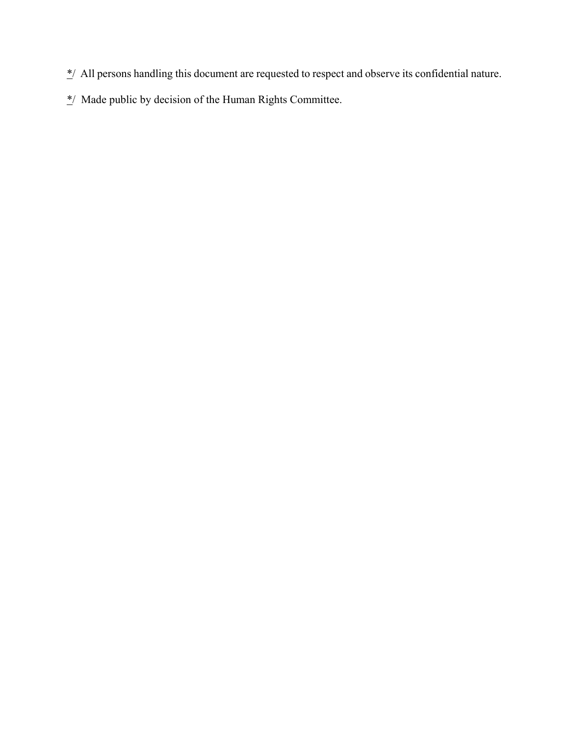*/ All persons handling this document are requested to respect and observe its confidential nature.

*/ Made public by decision of the Human Rights Committee.